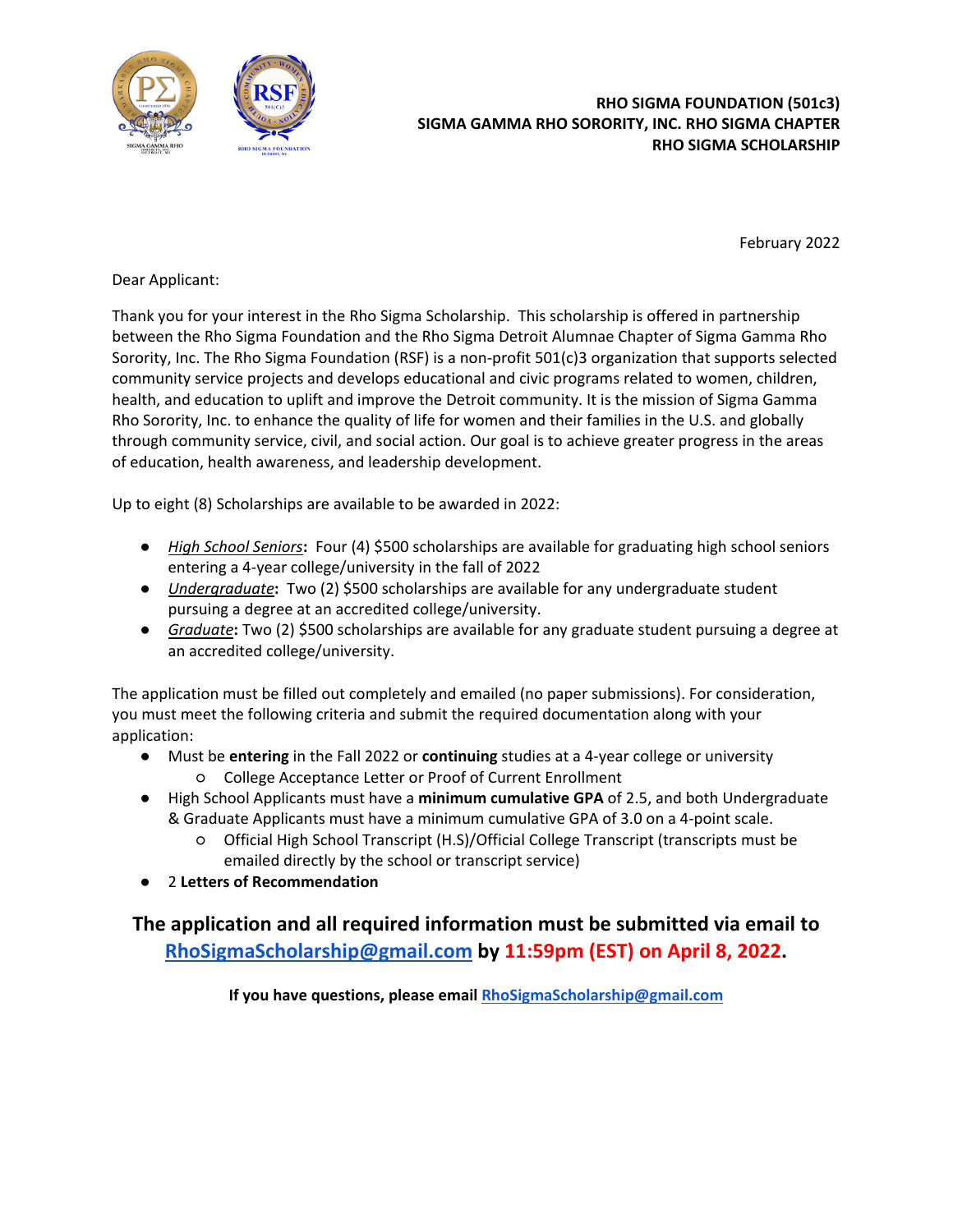**RHO SIGMA FOUNDATION (501c3)**
**SIGMA GAMMA RHO SORORITY, INC. RHO SIGMA CHAPTER**
**RHO SIGMA SCHOLARSHIP**

February 2022

Dear Applicant:

Thank you for your interest in the Rho Sigma Scholarship. This scholarship is offered in partnership between the Rho Sigma Foundation and the Rho Sigma Detroit Alumnae Chapter of Sigma Gamma Rho Sorority, Inc. The Rho Sigma Foundation (RSF) is a non-profit 501(c)3 organization that supports selected community service projects and develops educational and civic programs related to women, children, health, and education to uplift and improve the Detroit community. It is the mission of Sigma Gamma Rho Sorority, Inc. to enhance the quality of life for women and their families in the U.S. and globally through community service, civil, and social action. Our goal is to achieve greater progress in the areas of education, health awareness, and leadership development.

Up to eight (8) Scholarships are available to be awarded in 2022:

- *High School Seniors*: Four (4) $500 scholarships are available for graduating high school seniors entering a 4-year college/university in the fall of 2022
- *Undergraduate*: Two (2) $500 scholarships are available for any undergraduate student pursuing a degree at an accredited college/university.
- *Graduate*: Two (2) $500 scholarships are available for any graduate student pursuing a degree at an accredited college/university.

The application must be filled out completely and emailed (no paper submissions). For consideration, you must meet the following criteria and submit the required documentation along with your application:

- Must be **entering** in the Fall 2022 or **continuing** studies at a 4-year college or university
  - College Acceptance Letter or Proof of Current Enrollment
- High School Applicants must have a **minimum cumulative GPA** of 2.5, and both Undergraduate & Graduate Applicants must have a minimum cumulative GPA of 3.0 on a 4-point scale.
  - Official High School Transcript (H.S)/Official College Transcript (transcripts must be emailed directly by the school or transcript service)
- 2 **Letters of Recommendation**

**The application and all required information must be submitted via email to RhoSigmaScholarship@gmail.com by 11:59pm (EST) on April 8, 2022.**

**If you have questions, please email RhoSigmaScholarship@gmail.com**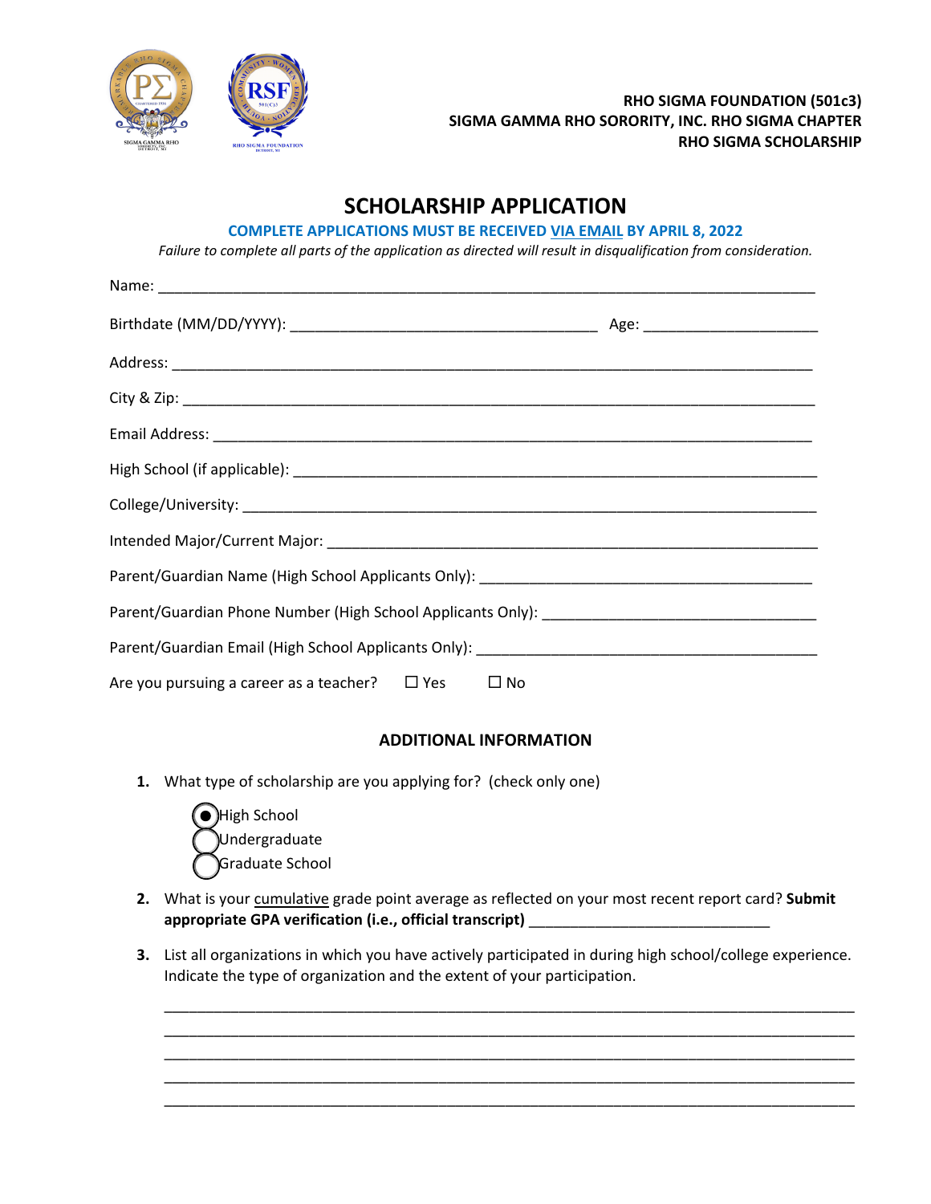RHO SIGMA FOUNDATION (501c3)
SIGMA GAMMA RHO SORORITY, INC. RHO SIGMA CHAPTER
RHO SIGMA SCHOLARSHIP

# SCHOLARSHIP APPLICATION

**COMPLETE APPLICATIONS MUST BE RECEIVED VIA EMAIL BY APRIL 8, 2022**

*Failure to complete all parts of the application as directed will result in disqualification from consideration.*

Name: ___________________________________________________________________________

Birthdate (MM/DD/YYYY): ___________________________________ Age: ____________________

Address: _________________________________________________________________________

City & Zip: _______________________________________________________________________

Email Address: ____________________________________________________________________

High School (if applicable): _________________________________________________________

College/University: ________________________________________________________________

Intended Major/Current Major: _______________________________________________________

Parent/Guardian Name (High School Applicants Only): ____________________________________

Parent/Guardian Phone Number (High School Applicants Only): ______________________________

Parent/Guardian Email (High School Applicants Only): ____________________________________

Are you pursuing a career as a teacher? ☐ Yes ☐ No

## ADDITIONAL INFORMATION

1. What type of scholarship are you applying for? (check only one)
   - ◉ High School
   - ◯ Undergraduate
   - ◯ Graduate School

2. What is your cumulative grade point average as reflected on your most recent report card? **Submit appropriate GPA verification (i.e., official transcript)** ____________________________

3. List all organizations in which you have actively participated in during high school/college experience. Indicate the type of organization and the extent of your participation.

   ______________________________________________________________________________
   ______________________________________________________________________________
   ______________________________________________________________________________
   ______________________________________________________________________________
   ______________________________________________________________________________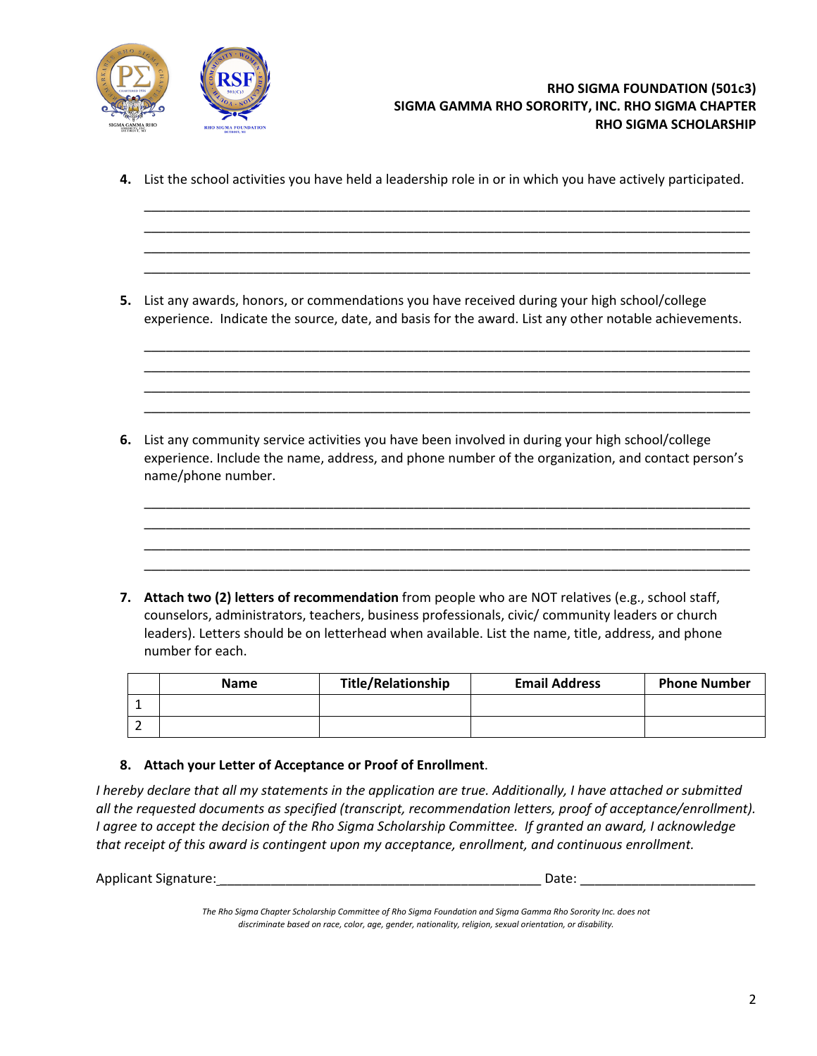**RHO SIGMA FOUNDATION (501c3)**
**SIGMA GAMMA RHO SORORITY, INC. RHO SIGMA CHAPTER**
**RHO SIGMA SCHOLARSHIP**

4. List the school activities you have held a leadership role in or in which you have actively participated.

_______________________________________________________________________________
_______________________________________________________________________________
_______________________________________________________________________________
_______________________________________________________________________________

5. List any awards, honors, or commendations you have received during your high school/college experience. Indicate the source, date, and basis for the award. List any other notable achievements.

_______________________________________________________________________________
_______________________________________________________________________________
_______________________________________________________________________________
_______________________________________________________________________________

6. List any community service activities you have been involved in during your high school/college experience. Include the name, address, and phone number of the organization, and contact person's name/phone number.

_______________________________________________________________________________
_______________________________________________________________________________
_______________________________________________________________________________
_______________________________________________________________________________

7. **Attach two (2) letters of recommendation** from people who are NOT relatives (e.g., school staff, counselors, administrators, teachers, business professionals, civic/ community leaders or church leaders). Letters should be on letterhead when available. List the name, title, address, and phone number for each.

| | Name | Title/Relationship | Email Address | Phone Number |
|---|---|---|---|---|
| 1 | | | | |
| 2 | | | | |

8. **Attach your Letter of Acceptance or Proof of Enrollment**.

*I hereby declare that all my statements in the application are true. Additionally, I have attached or submitted all the requested documents as specified (transcript, recommendation letters, proof of acceptance/enrollment). I agree to accept the decision of the Rho Sigma Scholarship Committee. If granted an award, I acknowledge that receipt of this award is contingent upon my acceptance, enrollment, and continuous enrollment.*

Applicant Signature:_____________________________________________ Date: _______________________

*The Rho Sigma Chapter Scholarship Committee of Rho Sigma Foundation and Sigma Gamma Rho Sorority Inc. does not discriminate based on race, color, age, gender, nationality, religion, sexual orientation, or disability.*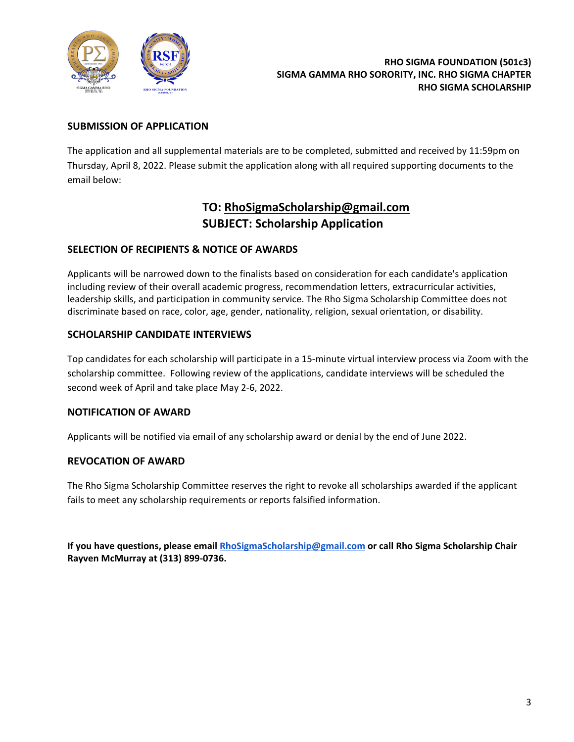**RHO SIGMA FOUNDATION (501c3)**
**SIGMA GAMMA RHO SORORITY, INC. RHO SIGMA CHAPTER**
**RHO SIGMA SCHOLARSHIP**

## SUBMISSION OF APPLICATION

The application and all supplemental materials are to be completed, submitted and received by 11:59pm on Thursday, April 8, 2022. Please submit the application along with all required supporting documents to the email below:

**TO: RhoSigmaScholarship@gmail.com**
**SUBJECT: Scholarship Application**

## SELECTION OF RECIPIENTS & NOTICE OF AWARDS

Applicants will be narrowed down to the finalists based on consideration for each candidate's application including review of their overall academic progress, recommendation letters, extracurricular activities, leadership skills, and participation in community service. The Rho Sigma Scholarship Committee does not discriminate based on race, color, age, gender, nationality, religion, sexual orientation, or disability.

## SCHOLARSHIP CANDIDATE INTERVIEWS

Top candidates for each scholarship will participate in a 15-minute virtual interview process via Zoom with the scholarship committee. Following review of the applications, candidate interviews will be scheduled the second week of April and take place May 2-6, 2022.

## NOTIFICATION OF AWARD

Applicants will be notified via email of any scholarship award or denial by the end of June 2022.

## REVOCATION OF AWARD

The Rho Sigma Scholarship Committee reserves the right to revoke all scholarships awarded if the applicant fails to meet any scholarship requirements or reports falsified information.

**If you have questions, please email RhoSigmaScholarship@gmail.com or call Rho Sigma Scholarship Chair Rayven McMurray at (313) 899-0736.**